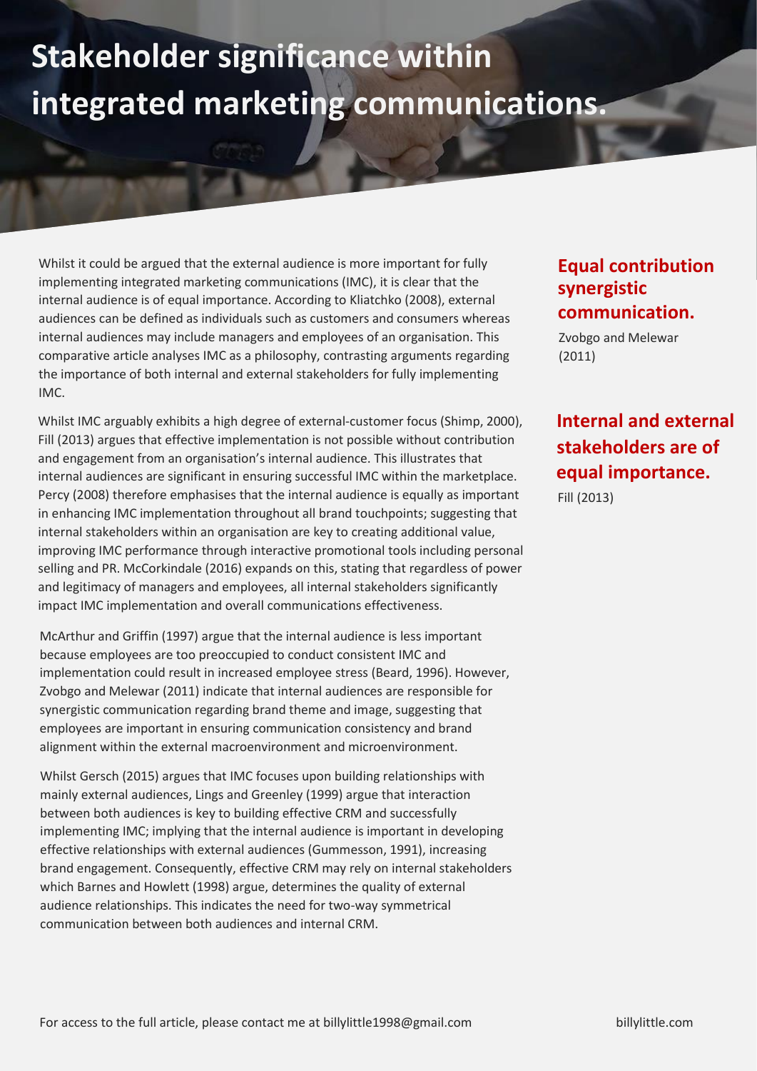# Stakeholder significance within integrated marketing communications.

Whilst it could be argued that the external audience is more important for fully implementing integrated marketing communications (IMC), it is clear that the internal audience is of equal importance. According to Kliatchko (2008), external audiences can be defined as individuals such as customers and consumers whereas internal audiences may include managers and employees of an organisation. This comparative article analyses IMC as a philosophy, contrasting arguments regarding the importance of both internal and external stakeholders for fully implementing IMC.

Whilst IMC arguably exhibits a high degree of external-customer focus (Shimp, 2000), Fill (2013) argues that effective implementation is not possible without contribution and engagement from an organisation's internal audience. This illustrates that internal audiences are significant in ensuring successful IMC within the marketplace. Percy (2008) therefore emphasises that the internal audience is equally as important in enhancing IMC implementation throughout all brand touchpoints; suggesting that internal stakeholders within an organisation are key to creating additional value, improving IMC performance through interactive promotional tools including personal selling and PR. McCorkindale (2016) expands on this, stating that regardless of power and legitimacy of managers and employees, all internal stakeholders significantly impact IMC implementation and overall communications effectiveness.

McArthur and Griffin (1997) argue that the internal audience is less important because employees are too preoccupied to conduct consistent IMC and implementation could result in increased employee stress (Beard, 1996). However, Zvobgo and Melewar (2011) indicate that internal audiences are responsible for synergistic communication regarding brand theme and image, suggesting that employees are important in ensuring communication consistency and brand alignment within the external macroenvironment and microenvironment.

Whilst Gersch (2015) argues that IMC focuses upon building relationships with mainly external audiences, Lings and Greenley (1999) argue that interaction between both audiences is key to building effective CRM and successfully implementing IMC; implying that the internal audience is important in developing effective relationships with external audiences (Gummesson, 1991), increasing brand engagement. Consequently, effective CRM may rely on internal stakeholders which Barnes and Howlett (1998) argue, determines the quality of external audience relationships. This indicates the need for two-way symmetrical communication between both audiences and internal CRM.

**Equal contribution synergistic communication.**

Zvobgo and Melewar (2011)

**Internal and external stakeholders are of equal importance.**

Fill (2013)

For access to the full article, please contact me at billylittle1998@gmail.com

billylittle.com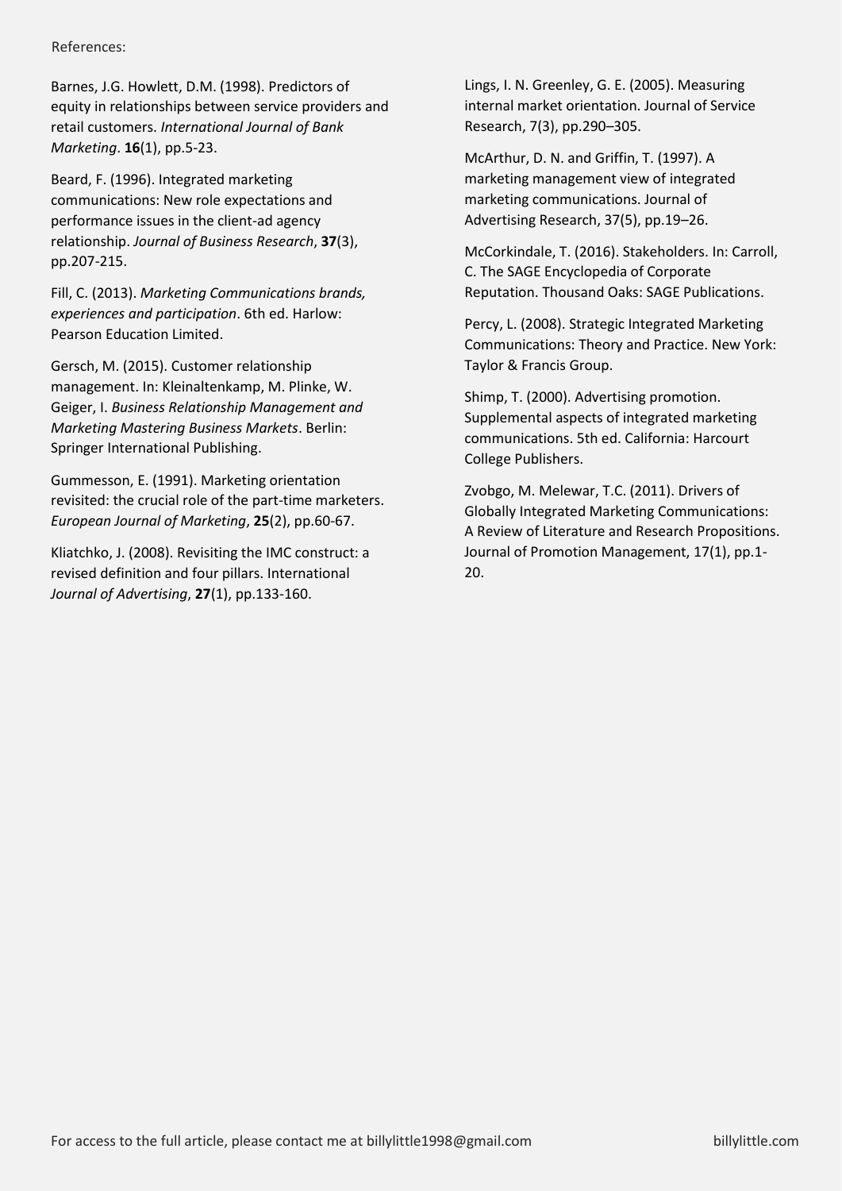References:

Barnes, J.G. Howlett, D.M. (1998). Predictors of equity in relationships between service providers and retail customers. *International Journal of Bank Marketing*. **16**(1), pp.5-23.

Beard, F. (1996). Integrated marketing communications: New role expectations and performance issues in the client-ad agency relationship. *Journal of Business Research*, **37**(3), pp.207-215.

Fill, C. (2013). *Marketing Communications brands, experiences and participation*. 6th ed. Harlow: Pearson Education Limited.

Gersch, M. (2015). Customer relationship management. In: Kleinaltenkamp, M. Plinke, W. Geiger, I. *Business Relationship Management and Marketing Mastering Business Markets*. Berlin: Springer International Publishing.

Gummesson, E. (1991). Marketing orientation revisited: the crucial role of the part-time marketers. *European Journal of Marketing*, **25**(2), pp.60-67.

Kliatchko, J. (2008). Revisiting the IMC construct: a revised definition and four pillars. International *Journal of Advertising*, **27**(1), pp.133-160.

Lings, I. N. Greenley, G. E. (2005). Measuring internal market orientation. Journal of Service Research, 7(3), pp.290–305.

McArthur, D. N. and Griffin, T. (1997). A marketing management view of integrated marketing communications. Journal of Advertising Research, 37(5), pp.19–26.

McCorkindale, T. (2016). Stakeholders. In: Carroll, C. The SAGE Encyclopedia of Corporate Reputation. Thousand Oaks: SAGE Publications.

Percy, L. (2008). Strategic Integrated Marketing Communications: Theory and Practice. New York: Taylor & Francis Group.

Shimp, T. (2000). Advertising promotion. Supplemental aspects of integrated marketing communications. 5th ed. California: Harcourt College Publishers.

Zvobgo, M. Melewar, T.C. (2011). Drivers of Globally Integrated Marketing Communications: A Review of Literature and Research Propositions. Journal of Promotion Management, 17(1), pp.1-20.

For access to the full article, please contact me at billylittle1998@gmail.com

billylittle.com